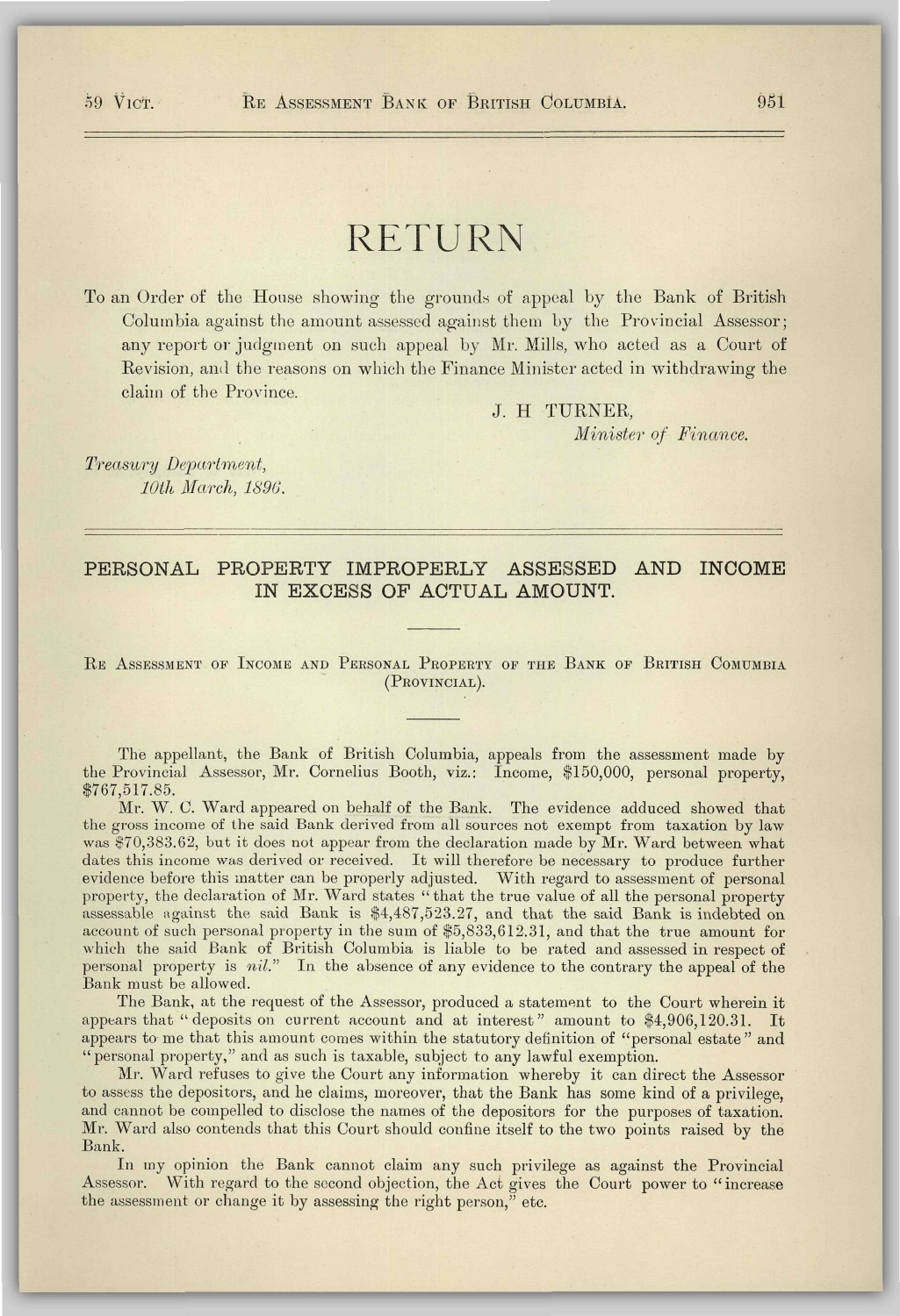# RETURN

To an Order of the House showing the grounds of appeal by the Bank of British Columbia against the amount assessed against them by the Provincial Assessor; any report or judgment on such appeal by Mr. Mills, who acted as a Court of Revision, and the reasons on which the Finance Minister acted in withdrawing the claim of the Province.

J. H TURNER,
*Minister of Finance.*

*Treasury Department,*
*10th March, 1896.*

## PERSONAL PROPERTY IMPROPERLY ASSESSED AND INCOME IN EXCESS OF ACTUAL AMOUNT.

Re Assessment of Income and Personal Property of the Bank of British Comumbia (Provincial).

The appellant, the Bank of British Columbia, appeals from the assessment made by the Provincial Assessor, Mr. Cornelius Booth, viz.: Income, $150,000, personal property, $767,517.85.

Mr. W. C. Ward appeared on behalf of the Bank. The evidence adduced showed that the gross income of the said Bank derived from all sources not exempt from taxation by law was $70,383.62, but it does not appear from the declaration made by Mr. Ward between what dates this income was derived or received. It will therefore be necessary to produce further evidence before this matter can be properly adjusted. With regard to assessment of personal property, the declaration of Mr. Ward states "that the true value of all the personal property assessable against the said Bank is $4,487,523.27, and that the said Bank is indebted on account of such personal property in the sum of $5,833,612.31, and that the true amount for which the said Bank of British Columbia is liable to be rated and assessed in respect of personal property is *nil*." In the absence of any evidence to the contrary the appeal of the Bank must be allowed.

The Bank, at the request of the Assessor, produced a statement to the Court wherein it appears that "deposits on current account and at interest" amount to $4,906,120.31. It appears to me that this amount comes within the statutory definition of "personal estate" and "personal property," and as such is taxable, subject to any lawful exemption.

Mr. Ward refuses to give the Court any information whereby it can direct the Assessor to assess the depositors, and he claims, moreover, that the Bank has some kind of a privilege, and cannot be compelled to disclose the names of the depositors for the purposes of taxation. Mr. Ward also contends that this Court should confine itself to the two points raised by the Bank.

In my opinion the Bank cannot claim any such privilege as against the Provincial Assessor. With regard to the second objection, the Act gives the Court power to "increase the assessment or change it by assessing the right person," etc.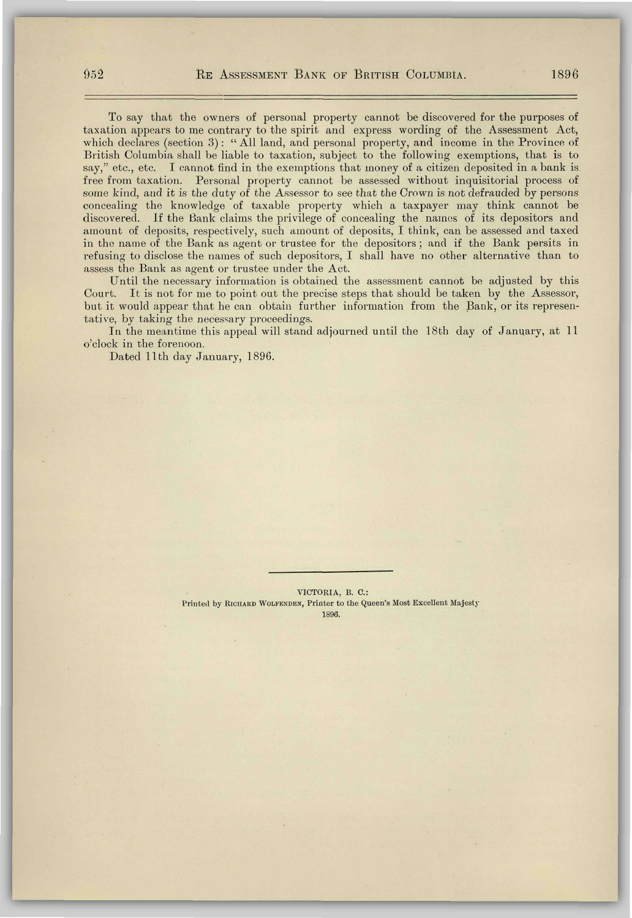To say that the owners of personal property cannot be discovered for the purposes of taxation appears to me contrary to the spirit and express wording of the Assessment Act, which declares (section 3): "All land, and personal property, and income in the Province of British Columbia shall be liable to taxation, subject to the following exemptions, that is to say," etc., etc. I cannot find in the exemptions that money of a citizen deposited in a bank is free from taxation. Personal property cannot be assessed without inquisitorial process of some kind, and it is the duty of the Assessor to see that the Crown is not defrauded by persons concealing the knowledge of taxable property which a taxpayer may think cannot be discovered. If the Bank claims the privilege of concealing the names of its depositors and amount of deposits, respectively, such amount of deposits, I think, can be assessed and taxed in the name of the Bank as agent or trustee for the depositors; and if the Bank persits in refusing to disclose the names of such depositors, I shall have no other alternative than to assess the Bank as agent or trustee under the Act.

Until the necessary information is obtained the assessment cannot be adjusted by this Court. It is not for me to point out the precise steps that should be taken by the Assessor, but it would appear that he can obtain further information from the Bank, or its representative, by taking the necessary proceedings.

In the meantime this appeal will stand adjourned until the 18th day of January, at 11 o'clock in the forenoon.

Dated 11th day January, 1896.

---

VICTORIA, B. C.:
Printed by RICHARD WOLFENDEN, Printer to the Queen's Most Excellent Majesty
1896.